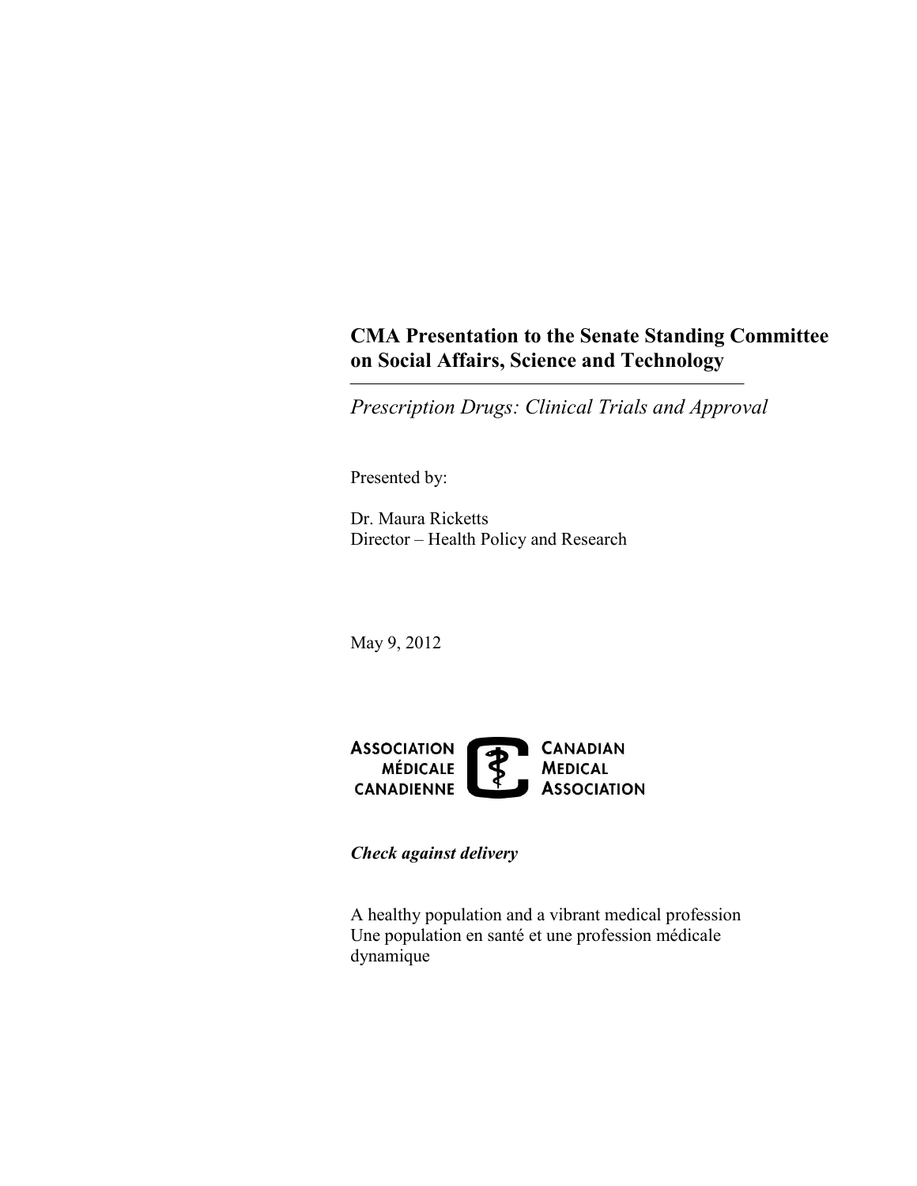# CMA Presentation to the Senate Standing Committee on Social Affairs, Science and Technology

*Prescription Drugs: Clinical Trials and Approval*

Presented by:

Dr. Maura Ricketts
Director – Health Policy and Research

May 9, 2012

ASSOCIATION MÉDICALE CANADIENNE
CANADIAN MEDICAL ASSOCIATION

***Check against delivery***

A healthy population and a vibrant medical profession
Une population en santé et une profession médicale dynamique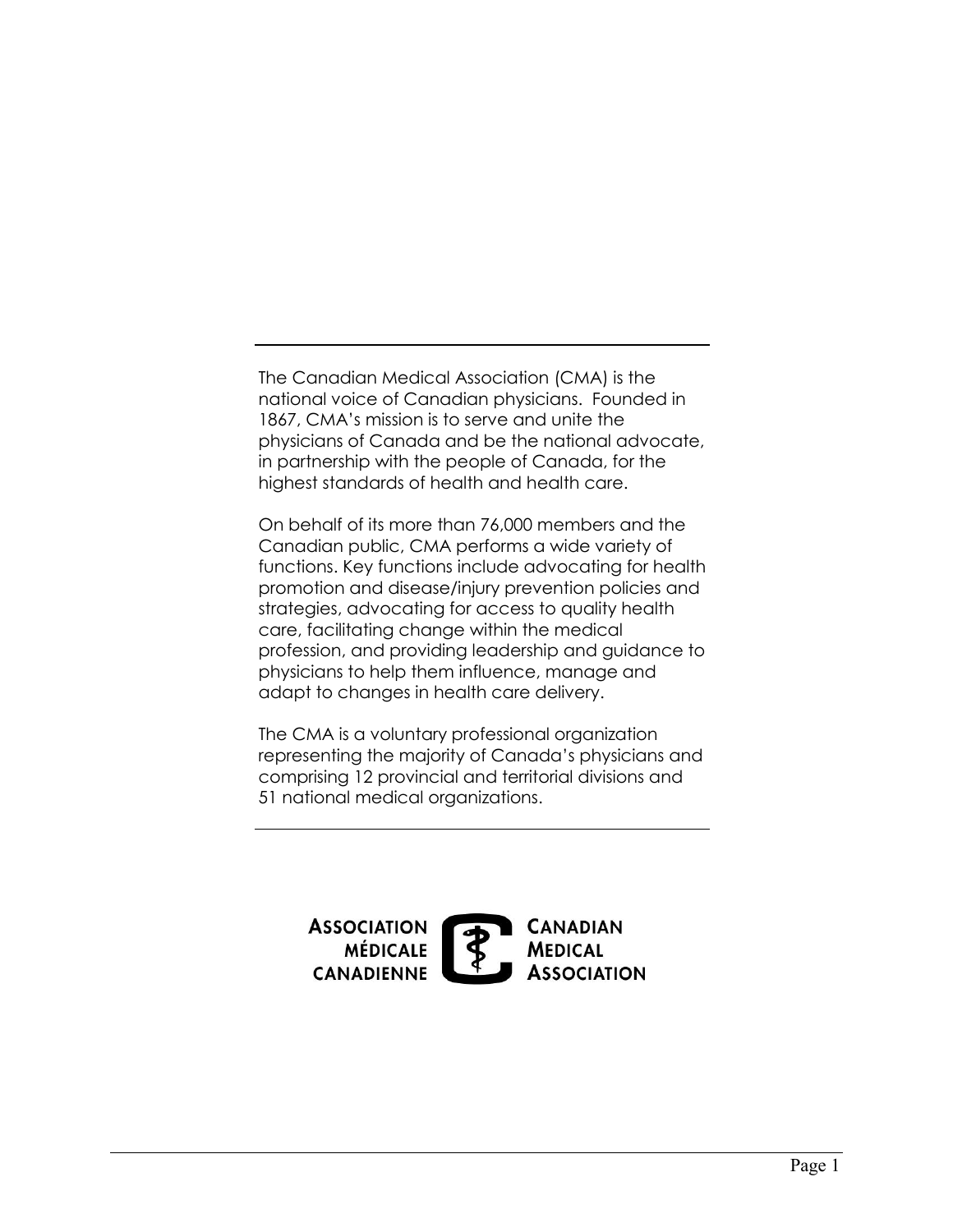The Canadian Medical Association (CMA) is the national voice of Canadian physicians. Founded in 1867, CMA's mission is to serve and unite the physicians of Canada and be the national advocate, in partnership with the people of Canada, for the highest standards of health and health care.

On behalf of its more than 76,000 members and the Canadian public, CMA performs a wide variety of functions. Key functions include advocating for health promotion and disease/injury prevention policies and strategies, advocating for access to quality health care, facilitating change within the medical profession, and providing leadership and guidance to physicians to help them influence, manage and adapt to changes in health care delivery.

The CMA is a voluntary professional organization representing the majority of Canada's physicians and comprising 12 provincial and territorial divisions and 51 national medical organizations.

ASSOCIATION MÉDICALE CANADIENNE — CANADIAN MEDICAL ASSOCIATION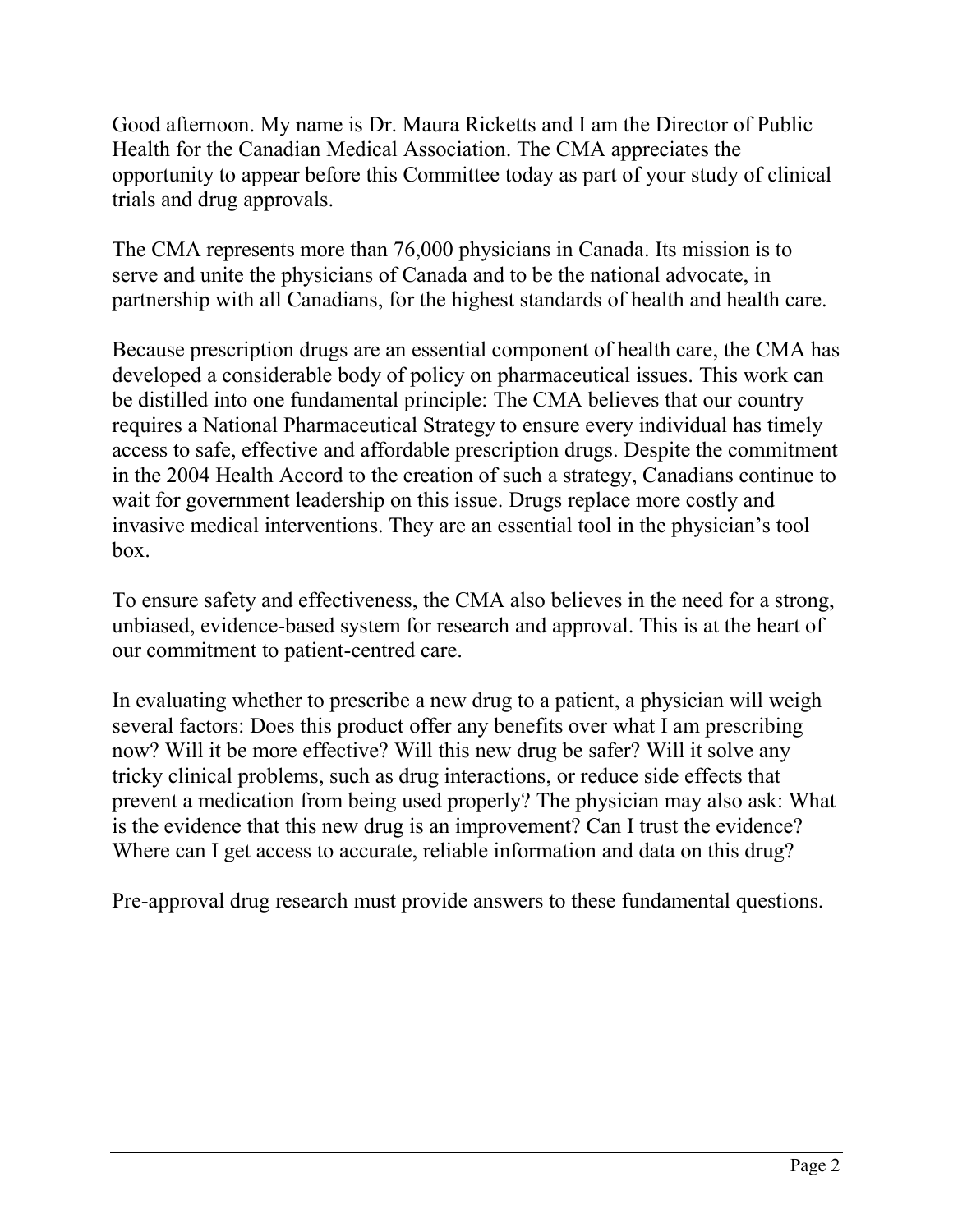Good afternoon. My name is Dr. Maura Ricketts and I am the Director of Public Health for the Canadian Medical Association. The CMA appreciates the opportunity to appear before this Committee today as part of your study of clinical trials and drug approvals.

The CMA represents more than 76,000 physicians in Canada. Its mission is to serve and unite the physicians of Canada and to be the national advocate, in partnership with all Canadians, for the highest standards of health and health care.

Because prescription drugs are an essential component of health care, the CMA has developed a considerable body of policy on pharmaceutical issues. This work can be distilled into one fundamental principle: The CMA believes that our country requires a National Pharmaceutical Strategy to ensure every individual has timely access to safe, effective and affordable prescription drugs. Despite the commitment in the 2004 Health Accord to the creation of such a strategy, Canadians continue to wait for government leadership on this issue. Drugs replace more costly and invasive medical interventions. They are an essential tool in the physician's tool box.

To ensure safety and effectiveness, the CMA also believes in the need for a strong, unbiased, evidence-based system for research and approval. This is at the heart of our commitment to patient-centred care.

In evaluating whether to prescribe a new drug to a patient, a physician will weigh several factors: Does this product offer any benefits over what I am prescribing now? Will it be more effective? Will this new drug be safer? Will it solve any tricky clinical problems, such as drug interactions, or reduce side effects that prevent a medication from being used properly? The physician may also ask: What is the evidence that this new drug is an improvement? Can I trust the evidence? Where can I get access to accurate, reliable information and data on this drug?

Pre-approval drug research must provide answers to these fundamental questions.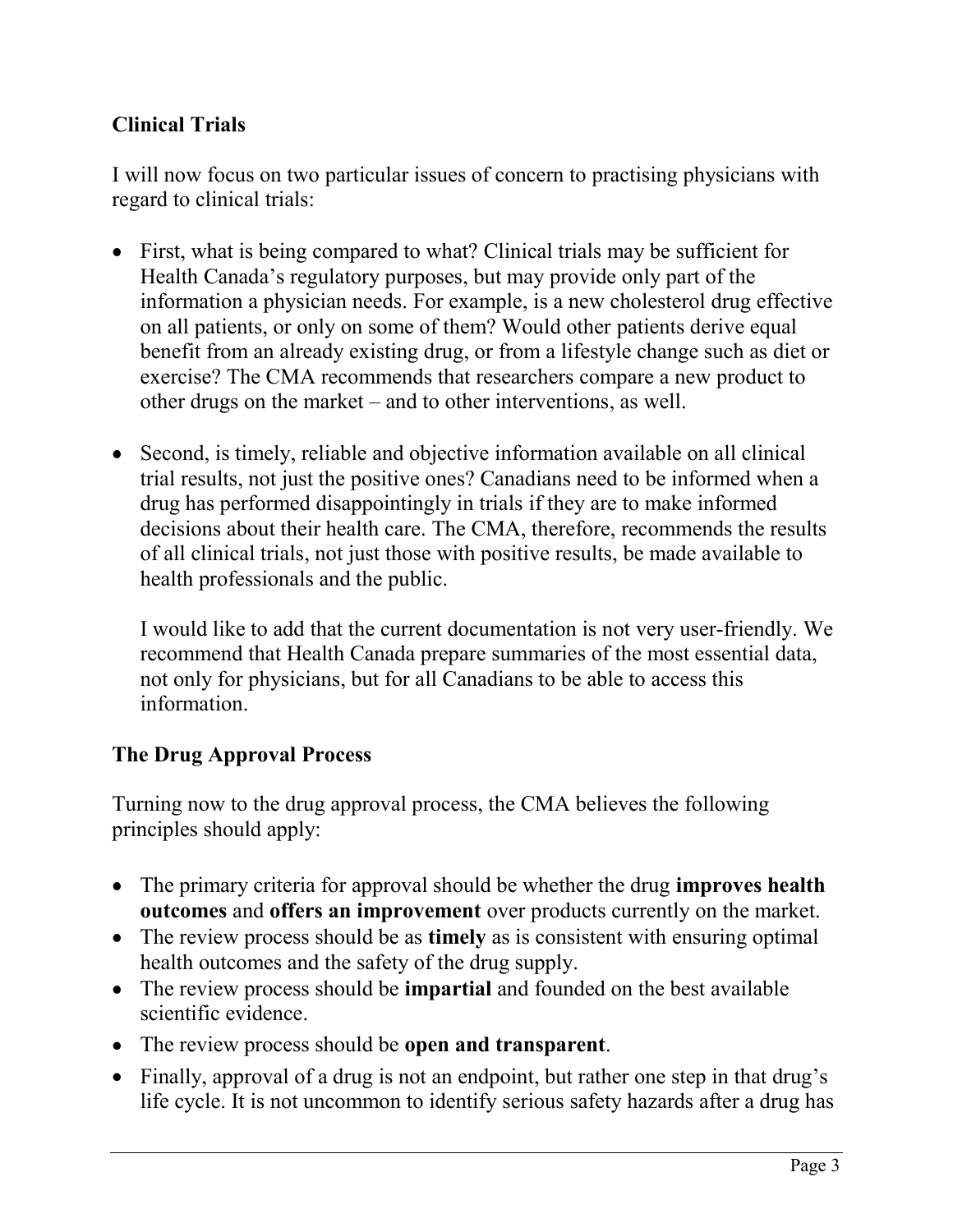## Clinical Trials

I will now focus on two particular issues of concern to practising physicians with regard to clinical trials:

- First, what is being compared to what? Clinical trials may be sufficient for Health Canada's regulatory purposes, but may provide only part of the information a physician needs. For example, is a new cholesterol drug effective on all patients, or only on some of them? Would other patients derive equal benefit from an already existing drug, or from a lifestyle change such as diet or exercise? The CMA recommends that researchers compare a new product to other drugs on the market – and to other interventions, as well.

- Second, is timely, reliable and objective information available on all clinical trial results, not just the positive ones? Canadians need to be informed when a drug has performed disappointingly in trials if they are to make informed decisions about their health care. The CMA, therefore, recommends the results of all clinical trials, not just those with positive results, be made available to health professionals and the public.

  I would like to add that the current documentation is not very user-friendly. We recommend that Health Canada prepare summaries of the most essential data, not only for physicians, but for all Canadians to be able to access this information.

## The Drug Approval Process

Turning now to the drug approval process, the CMA believes the following principles should apply:

- The primary criteria for approval should be whether the drug **improves health outcomes** and **offers an improvement** over products currently on the market.
- The review process should be as **timely** as is consistent with ensuring optimal health outcomes and the safety of the drug supply.
- The review process should be **impartial** and founded on the best available scientific evidence.
- The review process should be **open and transparent**.
- Finally, approval of a drug is not an endpoint, but rather one step in that drug's life cycle. It is not uncommon to identify serious safety hazards after a drug has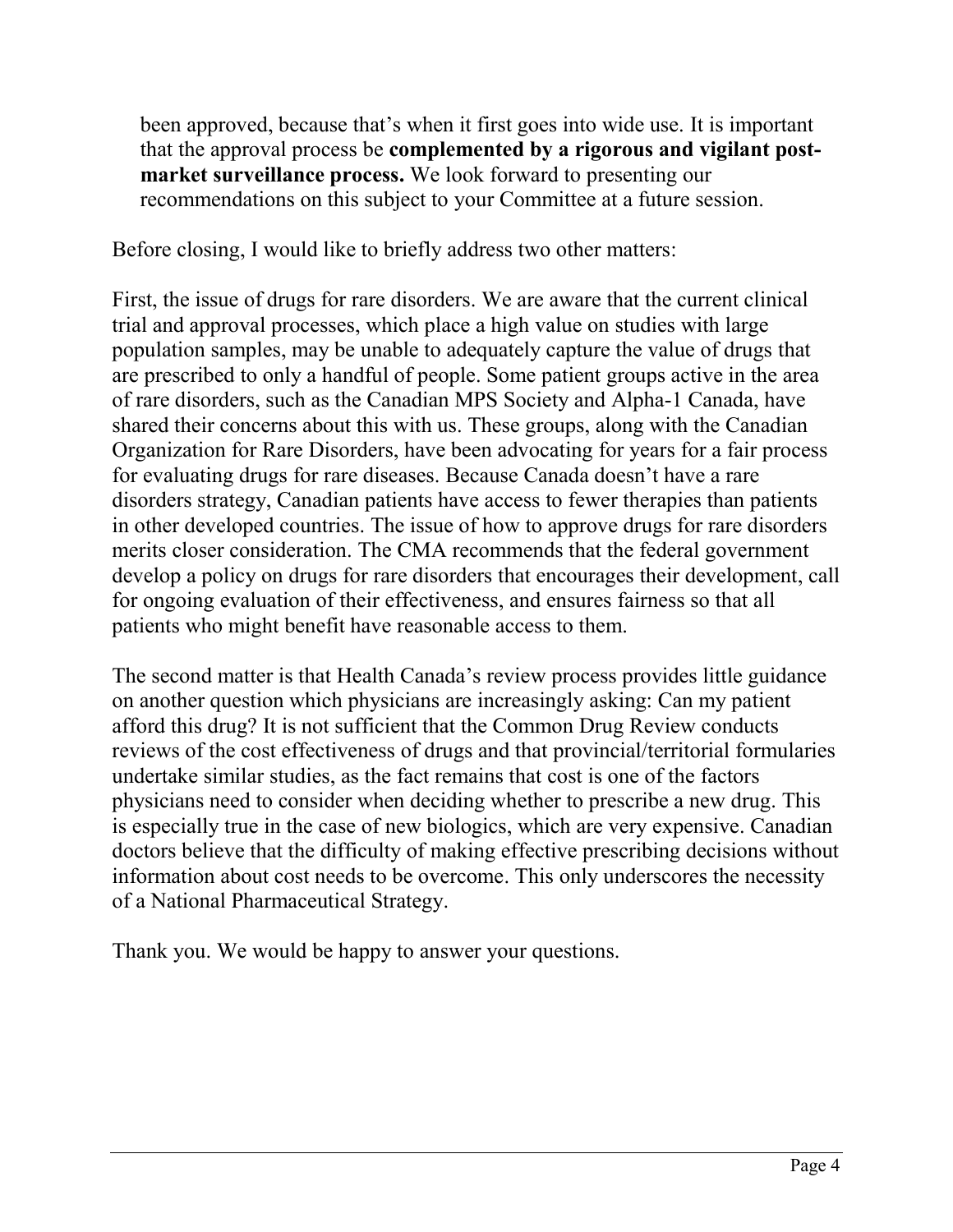been approved, because that's when it first goes into wide use. It is important that the approval process be **complemented by a rigorous and vigilant post-market surveillance process.** We look forward to presenting our recommendations on this subject to your Committee at a future session.

Before closing, I would like to briefly address two other matters:

First, the issue of drugs for rare disorders. We are aware that the current clinical trial and approval processes, which place a high value on studies with large population samples, may be unable to adequately capture the value of drugs that are prescribed to only a handful of people. Some patient groups active in the area of rare disorders, such as the Canadian MPS Society and Alpha-1 Canada, have shared their concerns about this with us. These groups, along with the Canadian Organization for Rare Disorders, have been advocating for years for a fair process for evaluating drugs for rare diseases. Because Canada doesn't have a rare disorders strategy, Canadian patients have access to fewer therapies than patients in other developed countries. The issue of how to approve drugs for rare disorders merits closer consideration. The CMA recommends that the federal government develop a policy on drugs for rare disorders that encourages their development, call for ongoing evaluation of their effectiveness, and ensures fairness so that all patients who might benefit have reasonable access to them.

The second matter is that Health Canada's review process provides little guidance on another question which physicians are increasingly asking: Can my patient afford this drug? It is not sufficient that the Common Drug Review conducts reviews of the cost effectiveness of drugs and that provincial/territorial formularies undertake similar studies, as the fact remains that cost is one of the factors physicians need to consider when deciding whether to prescribe a new drug. This is especially true in the case of new biologics, which are very expensive. Canadian doctors believe that the difficulty of making effective prescribing decisions without information about cost needs to be overcome. This only underscores the necessity of a National Pharmaceutical Strategy.

Thank you. We would be happy to answer your questions.